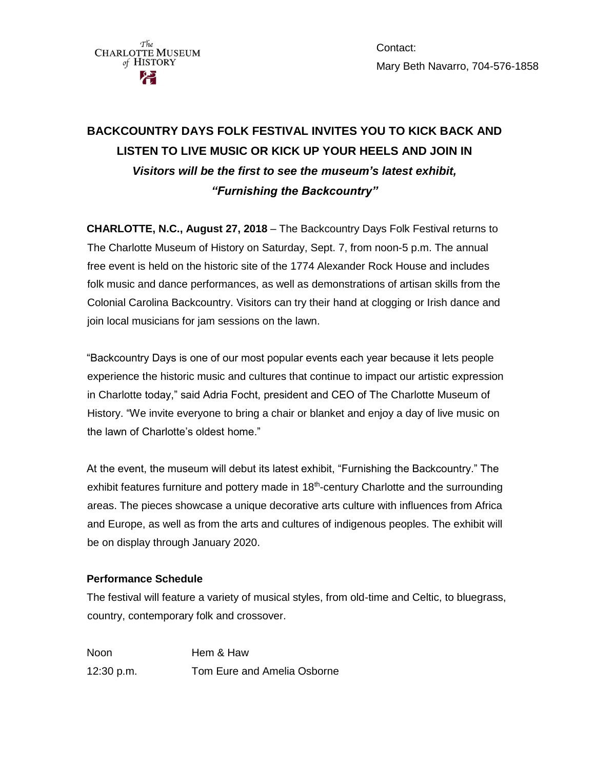The Charlotte Museum of History

Contact:
Mary Beth Navarro, 704-576-1858

# BACKCOUNTRY DAYS FOLK FESTIVAL INVITES YOU TO KICK BACK AND LISTEN TO LIVE MUSIC OR KICK UP YOUR HEELS AND JOIN IN

***Visitors will be the first to see the museum's latest exhibit, "Furnishing the Backcountry"***

**CHARLOTTE, N.C., August 27, 2018** – The Backcountry Days Folk Festival returns to The Charlotte Museum of History on Saturday, Sept. 7, from noon-5 p.m. The annual free event is held on the historic site of the 1774 Alexander Rock House and includes folk music and dance performances, as well as demonstrations of artisan skills from the Colonial Carolina Backcountry. Visitors can try their hand at clogging or Irish dance and join local musicians for jam sessions on the lawn.

"Backcountry Days is one of our most popular events each year because it lets people experience the historic music and cultures that continue to impact our artistic expression in Charlotte today," said Adria Focht, president and CEO of The Charlotte Museum of History. "We invite everyone to bring a chair or blanket and enjoy a day of live music on the lawn of Charlotte's oldest home."

At the event, the museum will debut its latest exhibit, "Furnishing the Backcountry." The exhibit features furniture and pottery made in 18th-century Charlotte and the surrounding areas. The pieces showcase a unique decorative arts culture with influences from Africa and Europe, as well as from the arts and cultures of indigenous peoples. The exhibit will be on display through January 2020.

**Performance Schedule**

The festival will feature a variety of musical styles, from old-time and Celtic, to bluegrass, country, contemporary folk and crossover.

| | |
|---|---|
| Noon | Hem & Haw |
| 12:30 p.m. | Tom Eure and Amelia Osborne |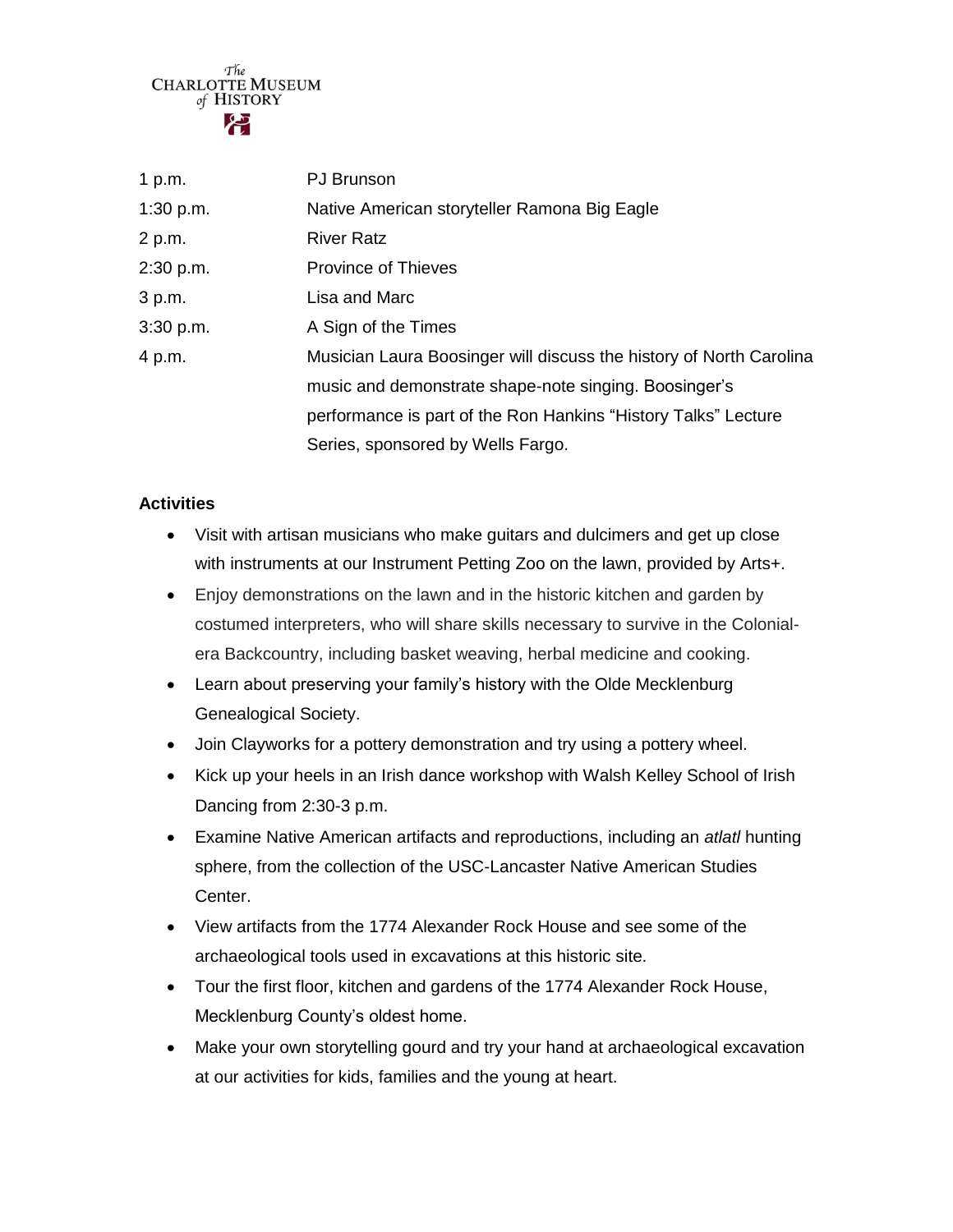| | |
|---|---|
| 1 p.m. | PJ Brunson |
| 1:30 p.m. | Native American storyteller Ramona Big Eagle |
| 2 p.m. | River Ratz |
| 2:30 p.m. | Province of Thieves |
| 3 p.m. | Lisa and Marc |
| 3:30 p.m. | A Sign of the Times |
| 4 p.m. | Musician Laura Boosinger will discuss the history of North Carolina music and demonstrate shape-note singing. Boosinger's performance is part of the Ron Hankins "History Talks" Lecture Series, sponsored by Wells Fargo. |

**Activities**

- Visit with artisan musicians who make guitars and dulcimers and get up close with instruments at our Instrument Petting Zoo on the lawn, provided by Arts+.
- Enjoy demonstrations on the lawn and in the historic kitchen and garden by costumed interpreters, who will share skills necessary to survive in the Colonial-era Backcountry, including basket weaving, herbal medicine and cooking.
- Learn about preserving your family's history with the Olde Mecklenburg Genealogical Society.
- Join Clayworks for a pottery demonstration and try using a pottery wheel.
- Kick up your heels in an Irish dance workshop with Walsh Kelley School of Irish Dancing from 2:30-3 p.m.
- Examine Native American artifacts and reproductions, including an *atlatl* hunting sphere, from the collection of the USC-Lancaster Native American Studies Center.
- View artifacts from the 1774 Alexander Rock House and see some of the archaeological tools used in excavations at this historic site.
- Tour the first floor, kitchen and gardens of the 1774 Alexander Rock House, Mecklenburg County's oldest home.
- Make your own storytelling gourd and try your hand at archaeological excavation at our activities for kids, families and the young at heart.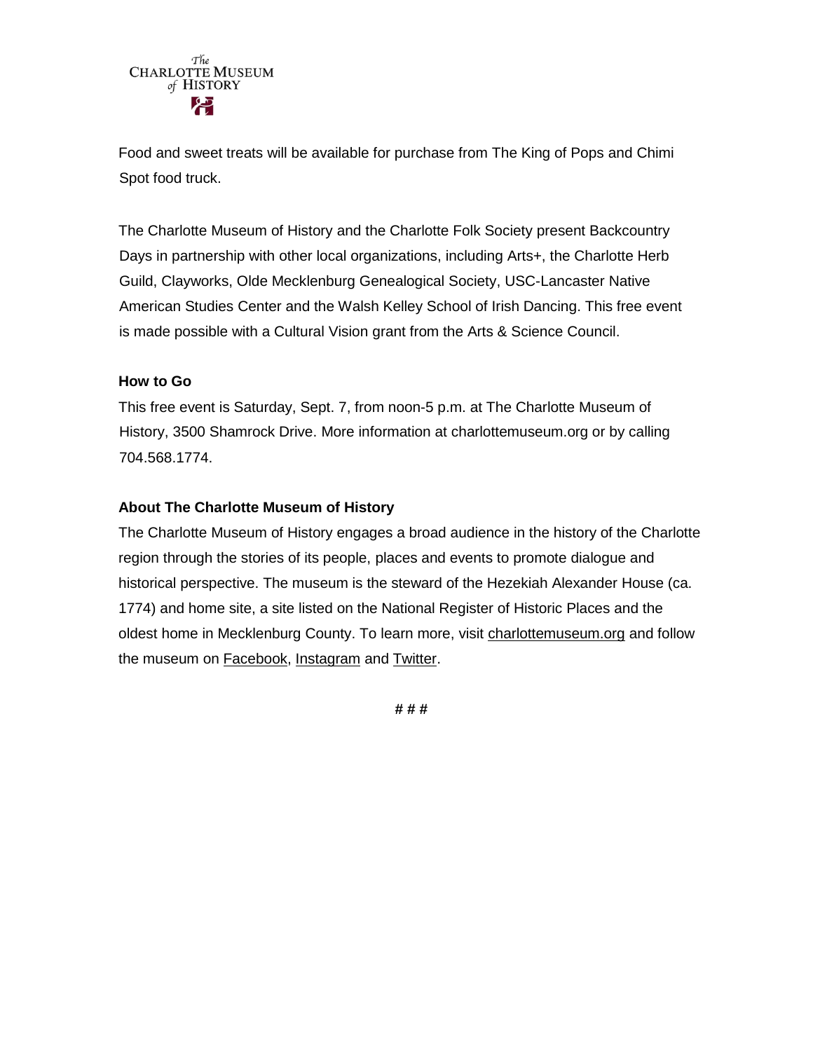Food and sweet treats will be available for purchase from The King of Pops and Chimi Spot food truck.

The Charlotte Museum of History and the Charlotte Folk Society present Backcountry Days in partnership with other local organizations, including Arts+, the Charlotte Herb Guild, Clayworks, Olde Mecklenburg Genealogical Society, USC-Lancaster Native American Studies Center and the Walsh Kelley School of Irish Dancing. This free event is made possible with a Cultural Vision grant from the Arts & Science Council.

**How to Go**

This free event is Saturday, Sept. 7, from noon-5 p.m. at The Charlotte Museum of History, 3500 Shamrock Drive. More information at charlottemuseum.org or by calling 704.568.1774.

**About The Charlotte Museum of History**

The Charlotte Museum of History engages a broad audience in the history of the Charlotte region through the stories of its people, places and events to promote dialogue and historical perspective. The museum is the steward of the Hezekiah Alexander House (ca. 1774) and home site, a site listed on the National Register of Historic Places and the oldest home in Mecklenburg County. To learn more, visit charlottemuseum.org and follow the museum on Facebook, Instagram and Twitter.

# # #